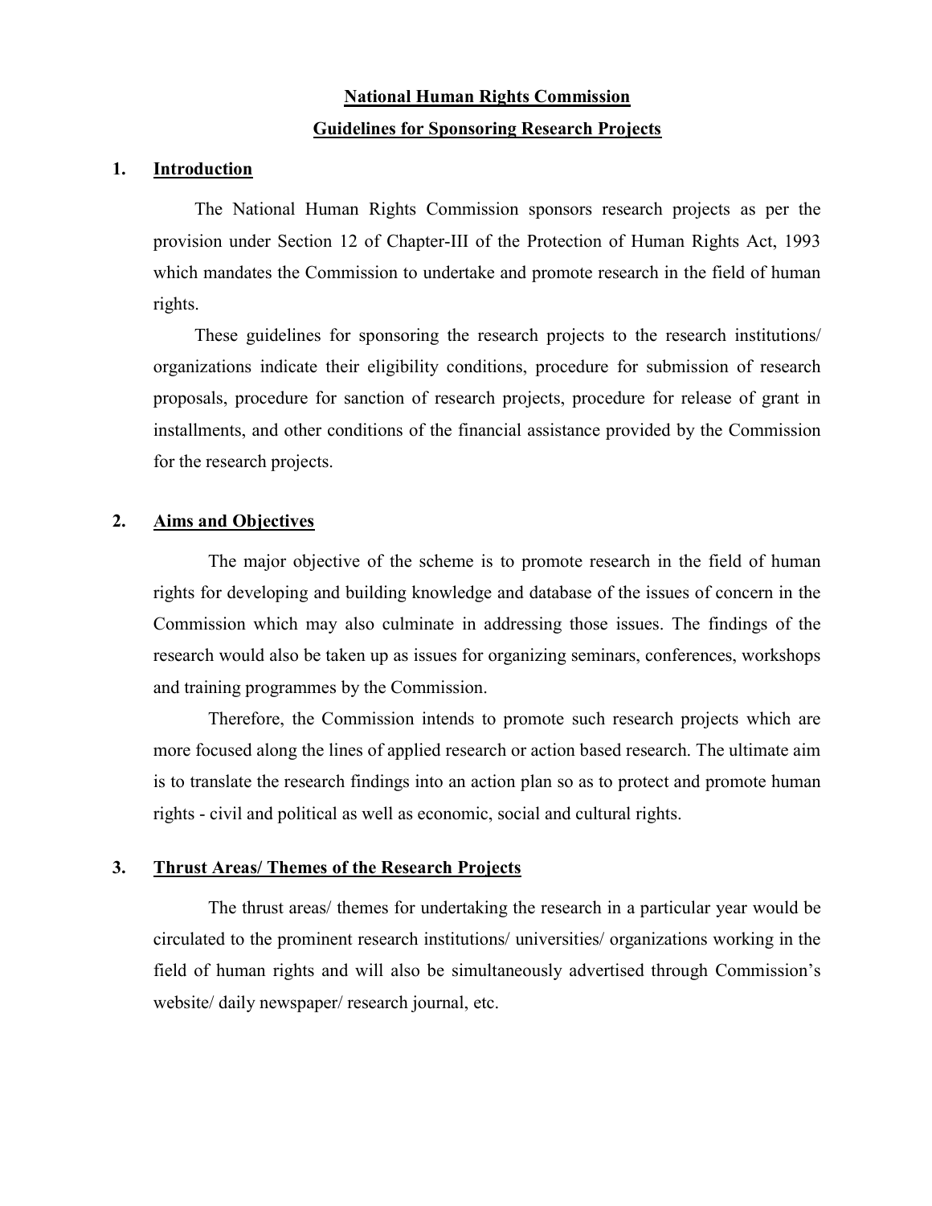# National Human Rights Commission

## Guidelines for Sponsoring Research Projects

### 1. Introduction

The National Human Rights Commission sponsors research projects as per the provision under Section 12 of Chapter-III of the Protection of Human Rights Act, 1993 which mandates the Commission to undertake and promote research in the field of human rights.

These guidelines for sponsoring the research projects to the research institutions/ organizations indicate their eligibility conditions, procedure for submission of research proposals, procedure for sanction of research projects, procedure for release of grant in installments, and other conditions of the financial assistance provided by the Commission for the research projects.

### 2. Aims and Objectives

The major objective of the scheme is to promote research in the field of human rights for developing and building knowledge and database of the issues of concern in the Commission which may also culminate in addressing those issues. The findings of the research would also be taken up as issues for organizing seminars, conferences, workshops and training programmes by the Commission.

Therefore, the Commission intends to promote such research projects which are more focused along the lines of applied research or action based research. The ultimate aim is to translate the research findings into an action plan so as to protect and promote human rights - civil and political as well as economic, social and cultural rights.

### 3. Thrust Areas/ Themes of the Research Projects

The thrust areas/ themes for undertaking the research in a particular year would be circulated to the prominent research institutions/ universities/ organizations working in the field of human rights and will also be simultaneously advertised through Commission's website/ daily newspaper/ research journal, etc.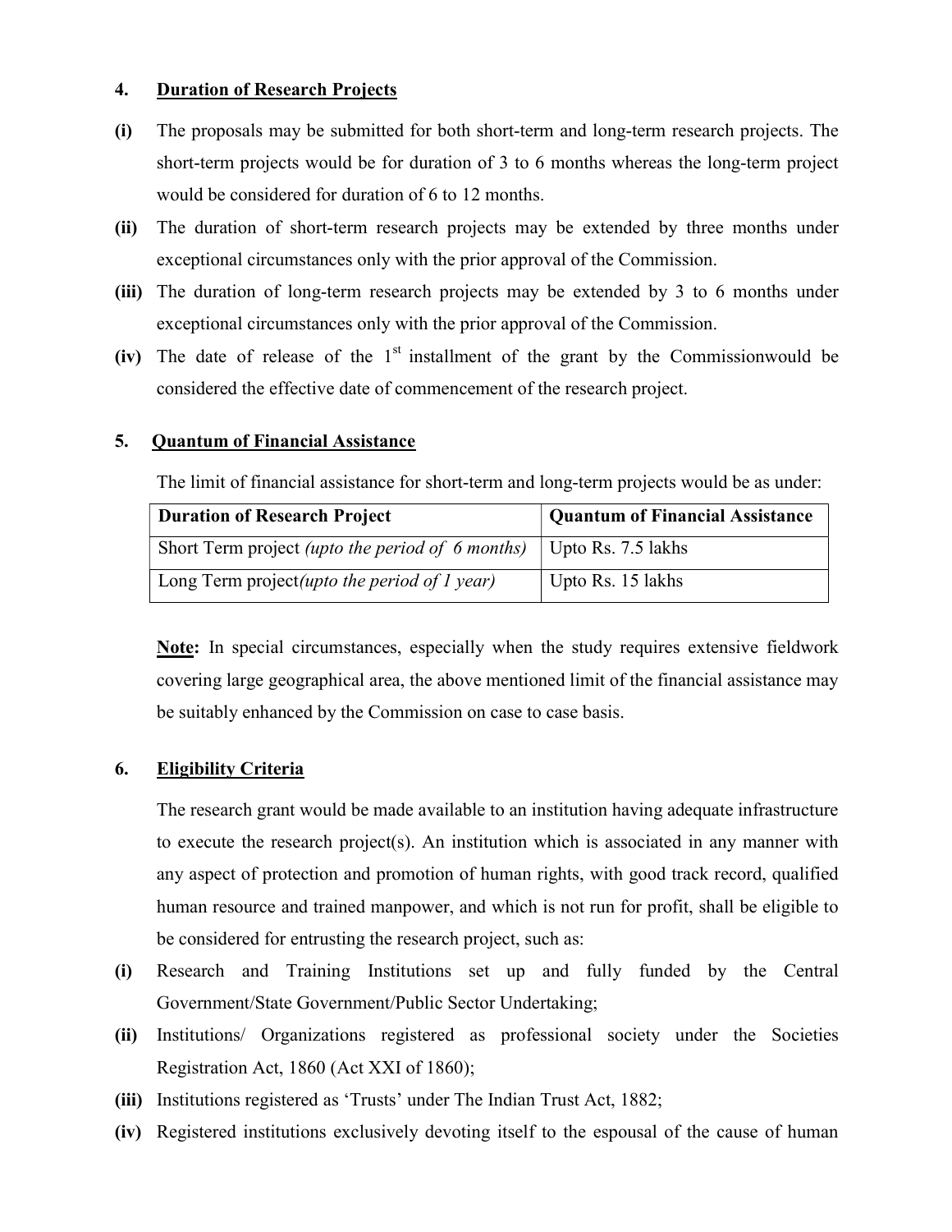## 4. Duration of Research Projects

**(i)** The proposals may be submitted for both short-term and long-term research projects. The short-term projects would be for duration of 3 to 6 months whereas the long-term project would be considered for duration of 6 to 12 months.

**(ii)** The duration of short-term research projects may be extended by three months under exceptional circumstances only with the prior approval of the Commission.

**(iii)** The duration of long-term research projects may be extended by 3 to 6 months under exceptional circumstances only with the prior approval of the Commission.

**(iv)** The date of release of the 1st installment of the grant by the Commissionwould be considered the effective date of commencement of the research project.

## 5. Quantum of Financial Assistance

The limit of financial assistance for short-term and long-term projects would be as under:

| **Duration of Research Project** | **Quantum of Financial Assistance** |
|---|---|
| Short Term project *(upto the period of 6 months)* | Upto Rs. 7.5 lakhs |
| Long Term project*(upto the period of 1 year)* | Upto Rs. 15 lakhs |

**Note:** In special circumstances, especially when the study requires extensive fieldwork covering large geographical area, the above mentioned limit of the financial assistance may be suitably enhanced by the Commission on case to case basis.

## 6. Eligibility Criteria

The research grant would be made available to an institution having adequate infrastructure to execute the research project(s). An institution which is associated in any manner with any aspect of protection and promotion of human rights, with good track record, qualified human resource and trained manpower, and which is not run for profit, shall be eligible to be considered for entrusting the research project, such as:

**(i)** Research and Training Institutions set up and fully funded by the Central Government/State Government/Public Sector Undertaking;

**(ii)** Institutions/ Organizations registered as professional society under the Societies Registration Act, 1860 (Act XXI of 1860);

**(iii)** Institutions registered as 'Trusts' under The Indian Trust Act, 1882;

**(iv)** Registered institutions exclusively devoting itself to the espousal of the cause of human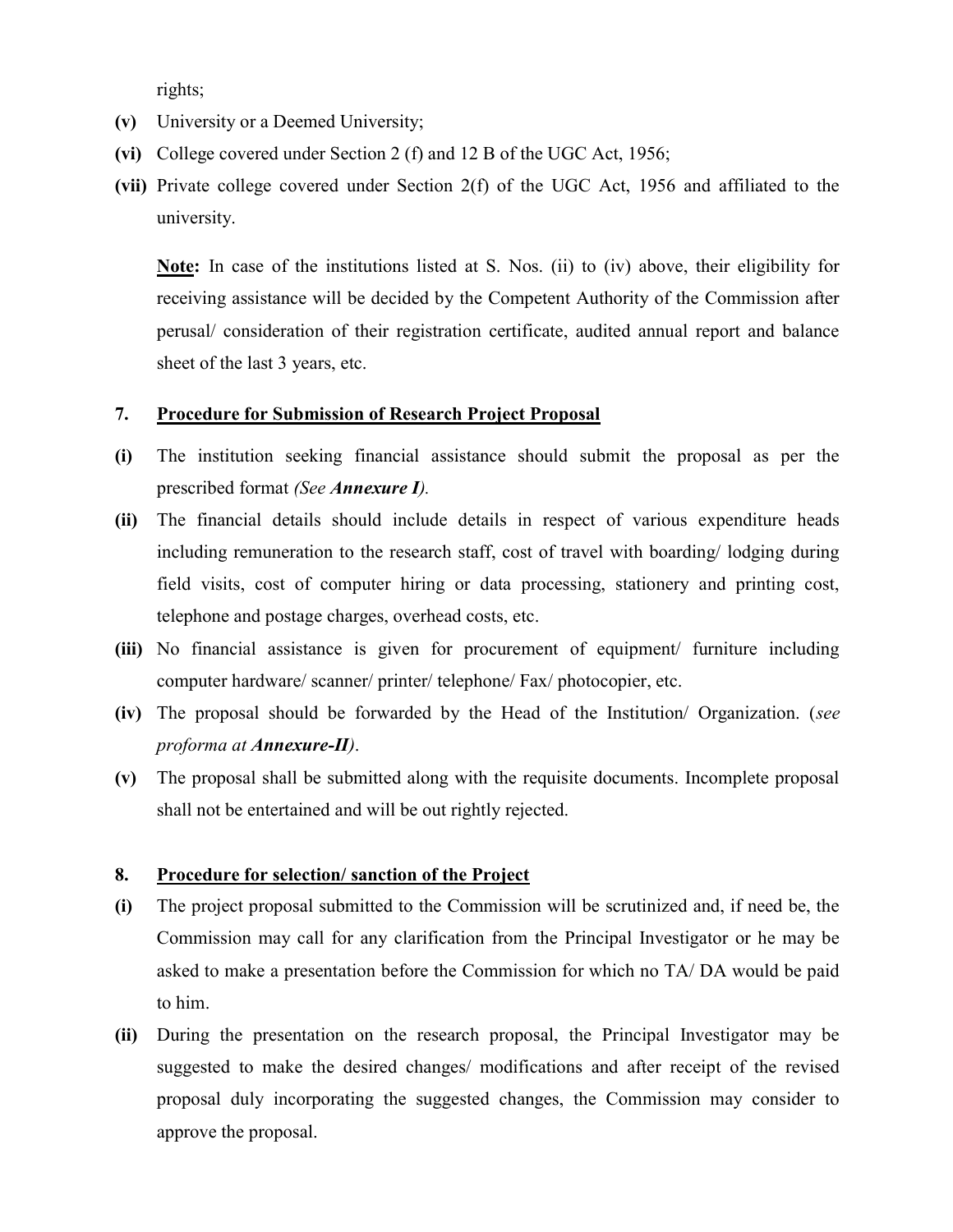rights;

**(v)** University or a Deemed University;

**(vi)** College covered under Section 2 (f) and 12 B of the UGC Act, 1956;

**(vii)** Private college covered under Section 2(f) of the UGC Act, 1956 and affiliated to the university.

<u>**Note:**</u> In case of the institutions listed at S. Nos. (ii) to (iv) above, their eligibility for receiving assistance will be decided by the Competent Authority of the Commission after perusal/ consideration of their registration certificate, audited annual report and balance sheet of the last 3 years, etc.

## 7. <u>Procedure for Submission of Research Project Proposal</u>

**(i)** The institution seeking financial assistance should submit the proposal as per the prescribed format *(See **Annexure I**).*

**(ii)** The financial details should include details in respect of various expenditure heads including remuneration to the research staff, cost of travel with boarding/ lodging during field visits, cost of computer hiring or data processing, stationery and printing cost, telephone and postage charges, overhead costs, etc.

**(iii)** No financial assistance is given for procurement of equipment/ furniture including computer hardware/ scanner/ printer/ telephone/ Fax/ photocopier, etc.

**(iv)** The proposal should be forwarded by the Head of the Institution/ Organization. (*see proforma at **Annexure-II***).

**(v)** The proposal shall be submitted along with the requisite documents. Incomplete proposal shall not be entertained and will be out rightly rejected.

## 8. <u>Procedure for selection/ sanction of the Project</u>

**(i)** The project proposal submitted to the Commission will be scrutinized and, if need be, the Commission may call for any clarification from the Principal Investigator or he may be asked to make a presentation before the Commission for which no TA/ DA would be paid to him.

**(ii)** During the presentation on the research proposal, the Principal Investigator may be suggested to make the desired changes/ modifications and after receipt of the revised proposal duly incorporating the suggested changes, the Commission may consider to approve the proposal.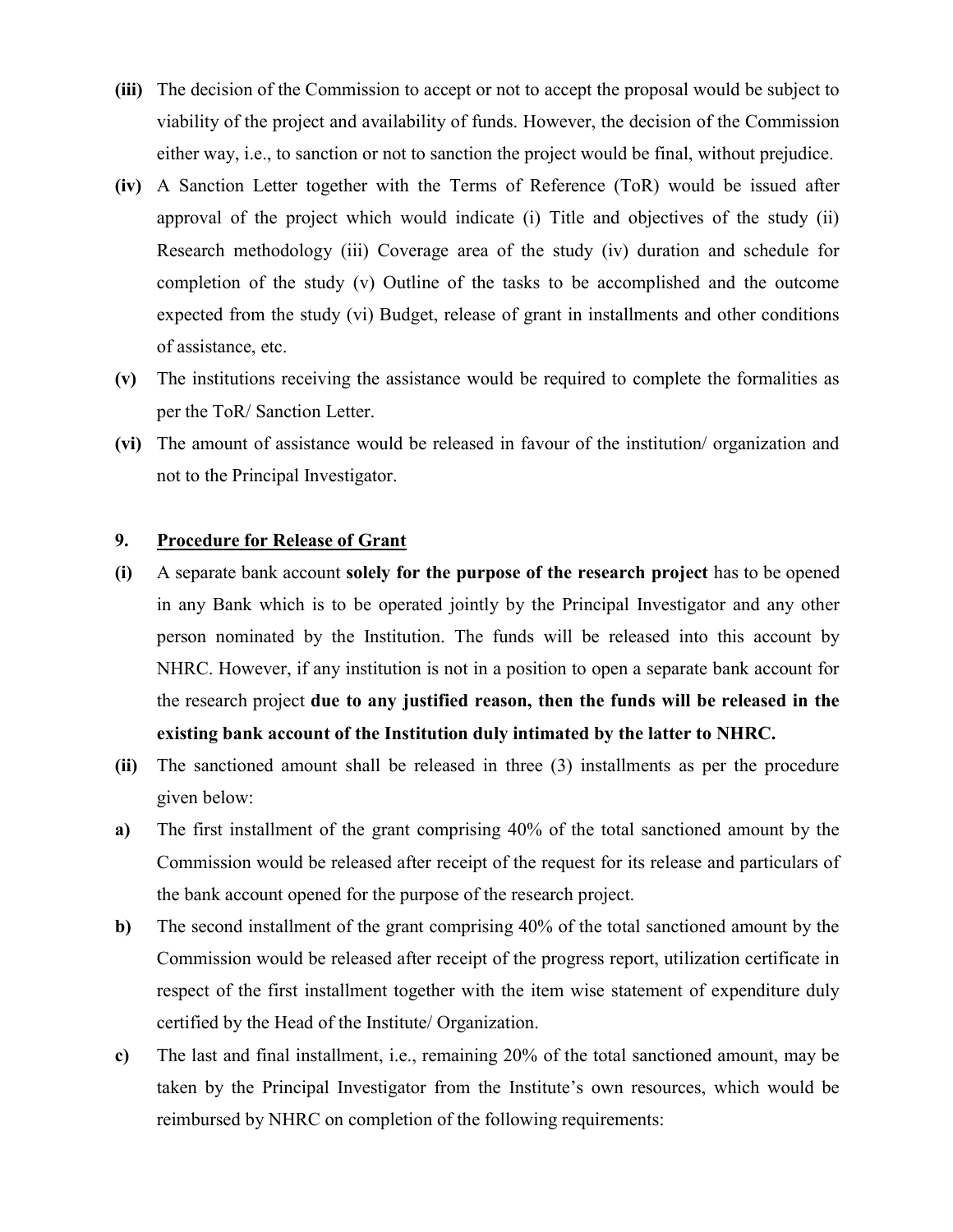**(iii)** The decision of the Commission to accept or not to accept the proposal would be subject to viability of the project and availability of funds. However, the decision of the Commission either way, i.e., to sanction or not to sanction the project would be final, without prejudice.

**(iv)** A Sanction Letter together with the Terms of Reference (ToR) would be issued after approval of the project which would indicate (i) Title and objectives of the study (ii) Research methodology (iii) Coverage area of the study (iv) duration and schedule for completion of the study (v) Outline of the tasks to be accomplished and the outcome expected from the study (vi) Budget, release of grant in installments and other conditions of assistance, etc.

**(v)** The institutions receiving the assistance would be required to complete the formalities as per the ToR/ Sanction Letter.

**(vi)** The amount of assistance would be released in favour of the institution/ organization and not to the Principal Investigator.

## 9. Procedure for Release of Grant

**(i)** A separate bank account **solely for the purpose of the research project** has to be opened in any Bank which is to be operated jointly by the Principal Investigator and any other person nominated by the Institution. The funds will be released into this account by NHRC. However, if any institution is not in a position to open a separate bank account for the research project **due to any justified reason, then the funds will be released in the existing bank account of the Institution duly intimated by the latter to NHRC.**

**(ii)** The sanctioned amount shall be released in three (3) installments as per the procedure given below:

**a)** The first installment of the grant comprising 40% of the total sanctioned amount by the Commission would be released after receipt of the request for its release and particulars of the bank account opened for the purpose of the research project.

**b)** The second installment of the grant comprising 40% of the total sanctioned amount by the Commission would be released after receipt of the progress report, utilization certificate in respect of the first installment together with the item wise statement of expenditure duly certified by the Head of the Institute/ Organization.

**c)** The last and final installment, i.e., remaining 20% of the total sanctioned amount, may be taken by the Principal Investigator from the Institute's own resources, which would be reimbursed by NHRC on completion of the following requirements: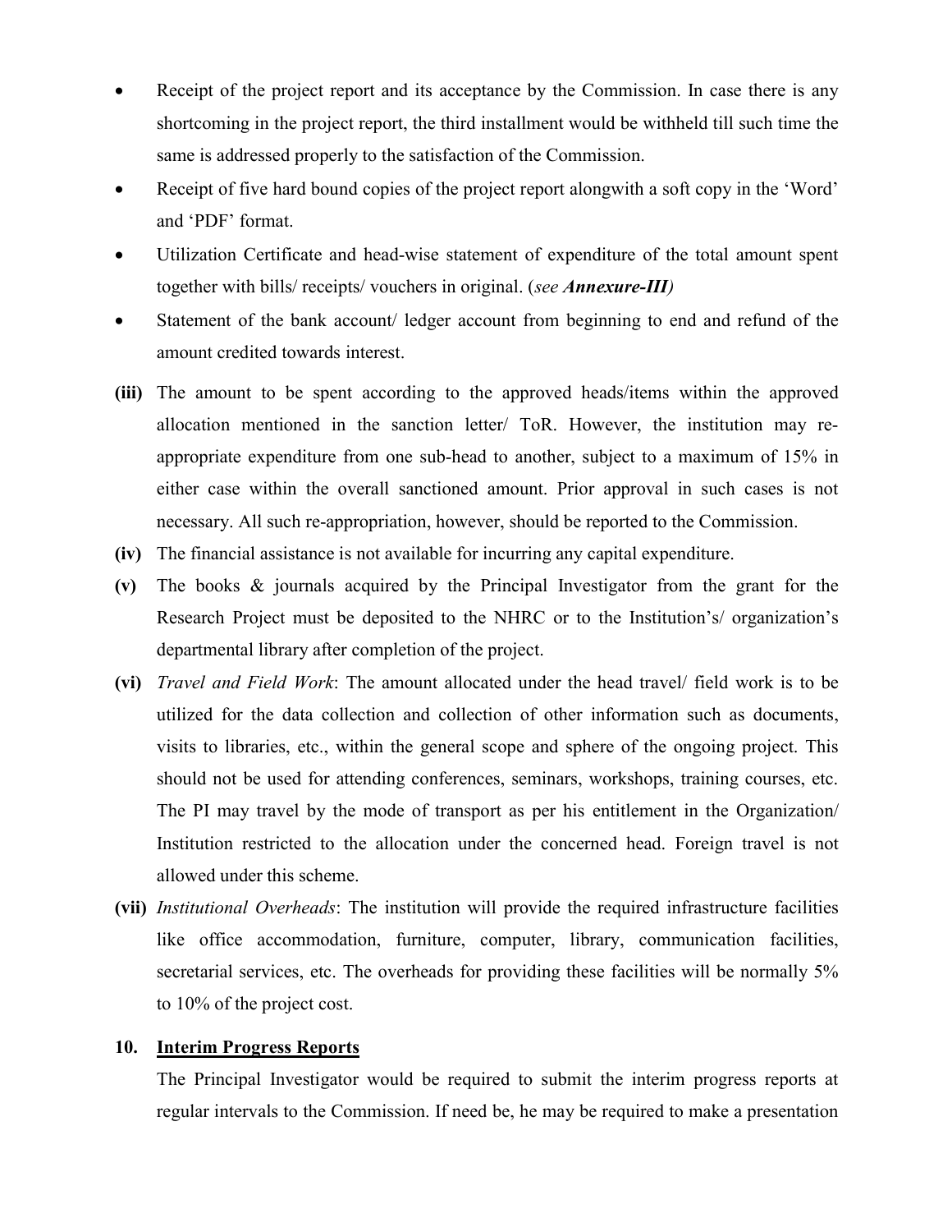- Receipt of the project report and its acceptance by the Commission. In case there is any shortcoming in the project report, the third installment would be withheld till such time the same is addressed properly to the satisfaction of the Commission.
- Receipt of five hard bound copies of the project report alongwith a soft copy in the 'Word' and 'PDF' format.
- Utilization Certificate and head-wise statement of expenditure of the total amount spent together with bills/ receipts/ vouchers in original. (*see **Annexure-III***)
- Statement of the bank account/ ledger account from beginning to end and refund of the amount credited towards interest.

**(iii)** The amount to be spent according to the approved heads/items within the approved allocation mentioned in the sanction letter/ ToR. However, the institution may re-appropriate expenditure from one sub-head to another, subject to a maximum of 15% in either case within the overall sanctioned amount. Prior approval in such cases is not necessary. All such re-appropriation, however, should be reported to the Commission.

**(iv)** The financial assistance is not available for incurring any capital expenditure.

**(v)** The books & journals acquired by the Principal Investigator from the grant for the Research Project must be deposited to the NHRC or to the Institution's/ organization's departmental library after completion of the project.

**(vi)** *Travel and Field Work*: The amount allocated under the head travel/ field work is to be utilized for the data collection and collection of other information such as documents, visits to libraries, etc., within the general scope and sphere of the ongoing project. This should not be used for attending conferences, seminars, workshops, training courses, etc. The PI may travel by the mode of transport as per his entitlement in the Organization/ Institution restricted to the allocation under the concerned head. Foreign travel is not allowed under this scheme.

**(vii)** *Institutional Overheads*: The institution will provide the required infrastructure facilities like office accommodation, furniture, computer, library, communication facilities, secretarial services, etc. The overheads for providing these facilities will be normally 5% to 10% of the project cost.

## 10. Interim Progress Reports

The Principal Investigator would be required to submit the interim progress reports at regular intervals to the Commission. If need be, he may be required to make a presentation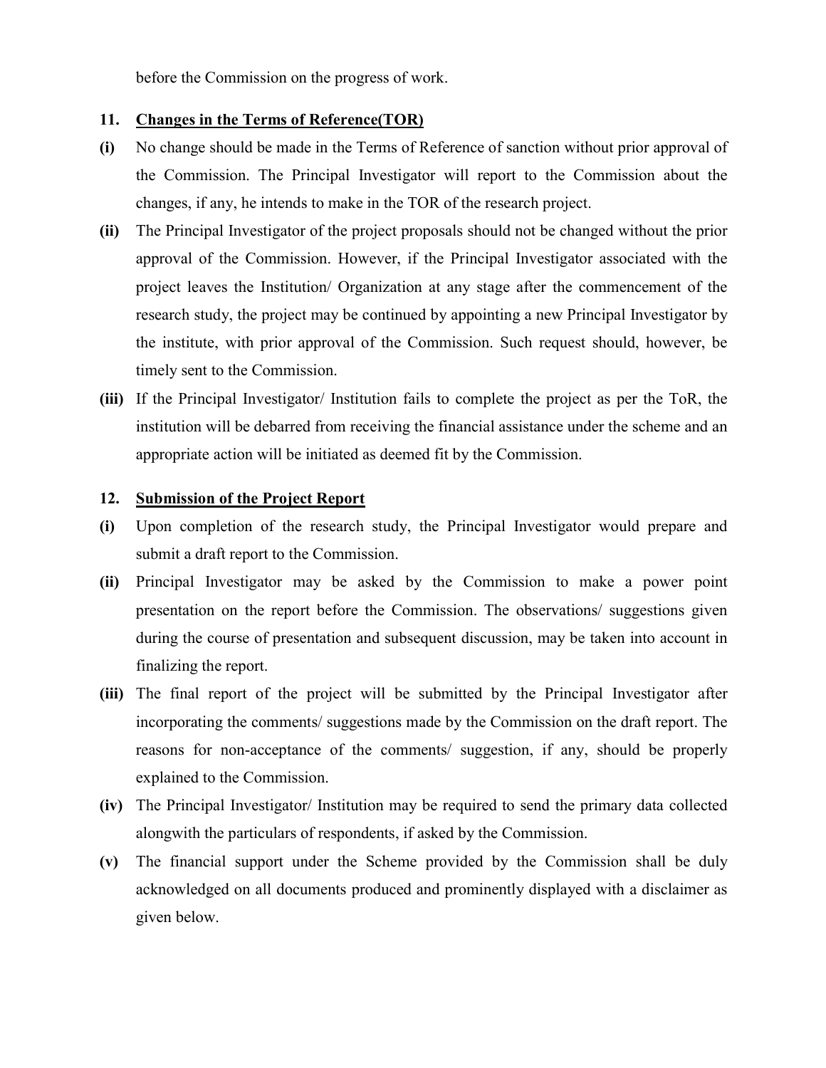before the Commission on the progress of work.

## 11. Changes in the Terms of Reference(TOR)

**(i)** No change should be made in the Terms of Reference of sanction without prior approval of the Commission. The Principal Investigator will report to the Commission about the changes, if any, he intends to make in the TOR of the research project.

**(ii)** The Principal Investigator of the project proposals should not be changed without the prior approval of the Commission. However, if the Principal Investigator associated with the project leaves the Institution/ Organization at any stage after the commencement of the research study, the project may be continued by appointing a new Principal Investigator by the institute, with prior approval of the Commission. Such request should, however, be timely sent to the Commission.

**(iii)** If the Principal Investigator/ Institution fails to complete the project as per the ToR, the institution will be debarred from receiving the financial assistance under the scheme and an appropriate action will be initiated as deemed fit by the Commission.

## 12. Submission of the Project Report

**(i)** Upon completion of the research study, the Principal Investigator would prepare and submit a draft report to the Commission.

**(ii)** Principal Investigator may be asked by the Commission to make a power point presentation on the report before the Commission. The observations/ suggestions given during the course of presentation and subsequent discussion, may be taken into account in finalizing the report.

**(iii)** The final report of the project will be submitted by the Principal Investigator after incorporating the comments/ suggestions made by the Commission on the draft report. The reasons for non-acceptance of the comments/ suggestion, if any, should be properly explained to the Commission.

**(iv)** The Principal Investigator/ Institution may be required to send the primary data collected alongwith the particulars of respondents, if asked by the Commission.

**(v)** The financial support under the Scheme provided by the Commission shall be duly acknowledged on all documents produced and prominently displayed with a disclaimer as given below.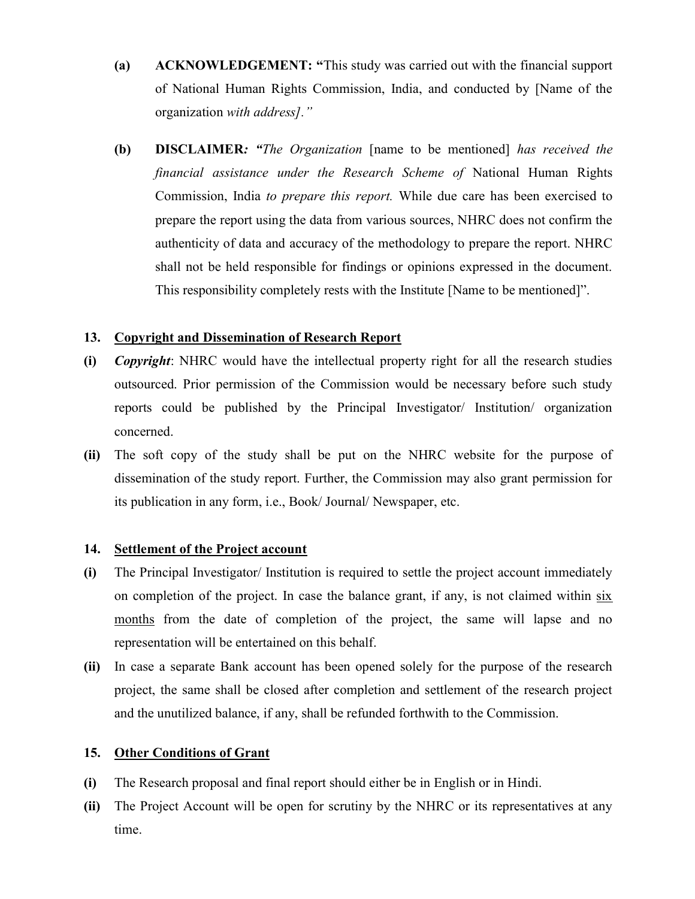**(a)** **ACKNOWLEDGEMENT: "**This study was carried out with the financial support of National Human Rights Commission, India, and conducted by [Name of the organization *with address]."*

**(b)** **DISCLAIMER***: "The Organization* [name to be mentioned] *has received the financial assistance under the Research Scheme of* National Human Rights Commission, India *to prepare this report.* While due care has been exercised to prepare the report using the data from various sources, NHRC does not confirm the authenticity of data and accuracy of the methodology to prepare the report. NHRC shall not be held responsible for findings or opinions expressed in the document. This responsibility completely rests with the Institute [Name to be mentioned]".

**13. Copyright and Dissemination of Research Report**

**(i)** ***Copyright***: NHRC would have the intellectual property right for all the research studies outsourced. Prior permission of the Commission would be necessary before such study reports could be published by the Principal Investigator/ Institution/ organization concerned.

**(ii)** The soft copy of the study shall be put on the NHRC website for the purpose of dissemination of the study report. Further, the Commission may also grant permission for its publication in any form, i.e., Book/ Journal/ Newspaper, etc.

**14. Settlement of the Project account**

**(i)** The Principal Investigator/ Institution is required to settle the project account immediately on completion of the project. In case the balance grant, if any, is not claimed within six months from the date of completion of the project, the same will lapse and no representation will be entertained on this behalf.

**(ii)** In case a separate Bank account has been opened solely for the purpose of the research project, the same shall be closed after completion and settlement of the research project and the unutilized balance, if any, shall be refunded forthwith to the Commission.

**15. Other Conditions of Grant**

**(i)** The Research proposal and final report should either be in English or in Hindi.

**(ii)** The Project Account will be open for scrutiny by the NHRC or its representatives at any time.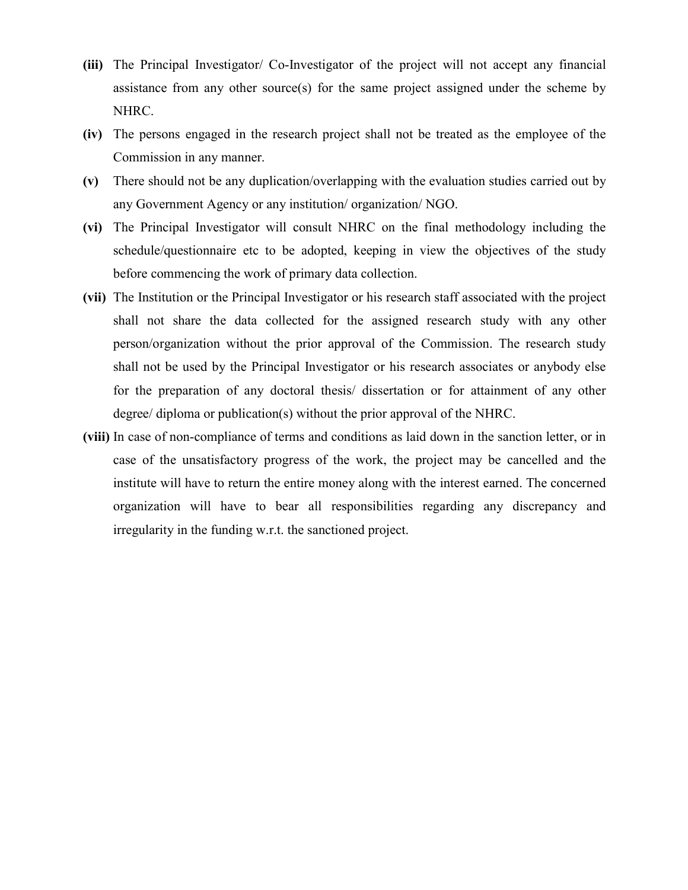**(iii)** The Principal Investigator/ Co-Investigator of the project will not accept any financial assistance from any other source(s) for the same project assigned under the scheme by NHRC.

**(iv)** The persons engaged in the research project shall not be treated as the employee of the Commission in any manner.

**(v)** There should not be any duplication/overlapping with the evaluation studies carried out by any Government Agency or any institution/ organization/ NGO.

**(vi)** The Principal Investigator will consult NHRC on the final methodology including the schedule/questionnaire etc to be adopted, keeping in view the objectives of the study before commencing the work of primary data collection.

**(vii)** The Institution or the Principal Investigator or his research staff associated with the project shall not share the data collected for the assigned research study with any other person/organization without the prior approval of the Commission. The research study shall not be used by the Principal Investigator or his research associates or anybody else for the preparation of any doctoral thesis/ dissertation or for attainment of any other degree/ diploma or publication(s) without the prior approval of the NHRC.

**(viii)** In case of non-compliance of terms and conditions as laid down in the sanction letter, or in case of the unsatisfactory progress of the work, the project may be cancelled and the institute will have to return the entire money along with the interest earned. The concerned organization will have to bear all responsibilities regarding any discrepancy and irregularity in the funding w.r.t. the sanctioned project.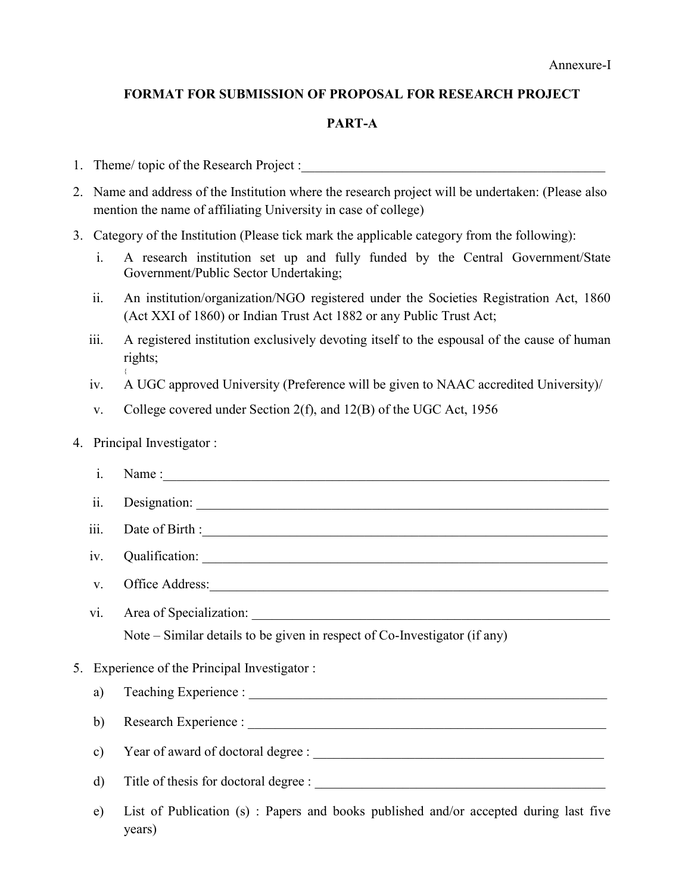Annexure-I

# FORMAT FOR SUBMISSION OF PROPOSAL FOR RESEARCH PROJECT

## PART-A

1. Theme/ topic of the Research Project :\_\_\_\_\_\_\_\_\_\_\_\_\_\_\_\_\_\_\_\_\_\_\_\_\_\_\_\_\_\_\_\_\_\_\_\_\_\_\_\_\_\_\_\_\_\_\_\_
2. Name and address of the Institution where the research project will be undertaken: (Please also mention the name of affiliating University in case of college)
3. Category of the Institution (Please tick mark the applicable category from the following):
   i. A research institution set up and fully funded by the Central Government/State Government/Public Sector Undertaking;
   ii. An institution/organization/NGO registered under the Societies Registration Act, 1860 (Act XXI of 1860) or Indian Trust Act 1882 or any Public Trust Act;
   iii. A registered institution exclusively devoting itself to the espousal of the cause of human rights;
   iv. A UGC approved University (Preference will be given to NAAC accredited University)/
   v. College covered under Section 2(f), and 12(B) of the UGC Act, 1956
4. Principal Investigator :
   i. Name :\_\_\_\_\_\_\_\_\_\_\_\_\_\_\_\_\_\_\_\_\_\_\_\_\_\_\_\_\_\_\_\_\_\_\_\_\_\_\_\_\_\_\_\_\_\_\_\_\_\_\_\_\_\_\_\_\_\_\_\_\_\_\_\_\_\_\_\_
   ii. Designation: \_\_\_\_\_\_\_\_\_\_\_\_\_\_\_\_\_\_\_\_\_\_\_\_\_\_\_\_\_\_\_\_\_\_\_\_\_\_\_\_\_\_\_\_\_\_\_\_\_\_\_\_\_\_\_\_\_\_\_\_\_\_\_
   iii. Date of Birth :\_\_\_\_\_\_\_\_\_\_\_\_\_\_\_\_\_\_\_\_\_\_\_\_\_\_\_\_\_\_\_\_\_\_\_\_\_\_\_\_\_\_\_\_\_\_\_\_\_\_\_\_\_\_\_\_\_\_\_\_\_\_
   iv. Qualification: \_\_\_\_\_\_\_\_\_\_\_\_\_\_\_\_\_\_\_\_\_\_\_\_\_\_\_\_\_\_\_\_\_\_\_\_\_\_\_\_\_\_\_\_\_\_\_\_\_\_\_\_\_\_\_\_\_\_\_\_\_\_
   v. Office Address:\_\_\_\_\_\_\_\_\_\_\_\_\_\_\_\_\_\_\_\_\_\_\_\_\_\_\_\_\_\_\_\_\_\_\_\_\_\_\_\_\_\_\_\_\_\_\_\_\_\_\_\_\_\_\_\_\_\_\_\_\_\_
   vi. Area of Specialization: \_\_\_\_\_\_\_\_\_\_\_\_\_\_\_\_\_\_\_\_\_\_\_\_\_\_\_\_\_\_\_\_\_\_\_\_\_\_\_\_\_\_\_\_\_\_\_\_\_\_\_\_\_\_\_\_
   
   Note – Similar details to be given in respect of Co-Investigator (if any)
5. Experience of the Principal Investigator :
   a) Teaching Experience : \_\_\_\_\_\_\_\_\_\_\_\_\_\_\_\_\_\_\_\_\_\_\_\_\_\_\_\_\_\_\_\_\_\_\_\_\_\_\_\_\_\_\_\_\_\_\_\_\_\_\_\_\_\_\_\_
   b) Research Experience : \_\_\_\_\_\_\_\_\_\_\_\_\_\_\_\_\_\_\_\_\_\_\_\_\_\_\_\_\_\_\_\_\_\_\_\_\_\_\_\_\_\_\_\_\_\_\_\_\_\_\_\_\_\_\_\_
   c) Year of award of doctoral degree : \_\_\_\_\_\_\_\_\_\_\_\_\_\_\_\_\_\_\_\_\_\_\_\_\_\_\_\_\_\_\_\_\_\_\_\_\_\_\_\_\_\_\_\_\_\_
   d) Title of thesis for doctoral degree : \_\_\_\_\_\_\_\_\_\_\_\_\_\_\_\_\_\_\_\_\_\_\_\_\_\_\_\_\_\_\_\_\_\_\_\_\_\_\_\_\_\_\_\_\_\_
   e) List of Publication (s) : Papers and books published and/or accepted during last five years)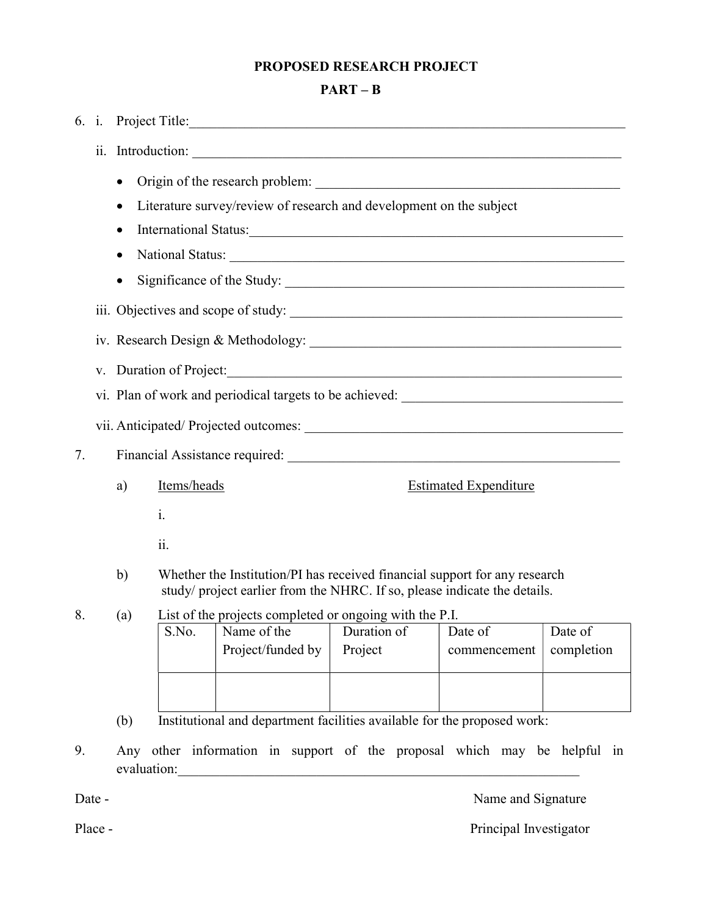# PROPOSED RESEARCH PROJECT

## PART – B

6. i. Project Title:___________________________________________________________________

   ii. Introduction: ___________________________________________________________________

   - Origin of the research problem: ____________________________________________
   - Literature survey/review of research and development on the subject
   - International Status:_________________________________________________________
   - National Status: ____________________________________________________________
   - Significance of the Study: ____________________________________________________

   iii. Objectives and scope of study: _______________________________________________

   iv. Research Design & Methodology: _____________________________________________

   v. Duration of Project:_________________________________________________________

   vi. Plan of work and periodical targets to be achieved: _______________________________

   vii. Anticipated/ Projected outcomes: _____________________________________________

7. Financial Assistance required: _________________________________________________

   a) Items/heads — Estimated Expenditure

      i.

      ii.

   b) Whether the Institution/PI has received financial support for any research study/ project earlier from the NHRC. If so, please indicate the details.

8. (a) List of the projects completed or ongoing with the P.I.

| S.No. | Name of the Project/funded by | Duration of Project | Date of commencement | Date of completion |
|---|---|---|---|---|
| | | | | |

   (b) Institutional and department facilities available for the proposed work:

9. Any other information in support of the proposal which may be helpful in evaluation:___________________________________________________________

Date -

Place -

Name and Signature

Principal Investigator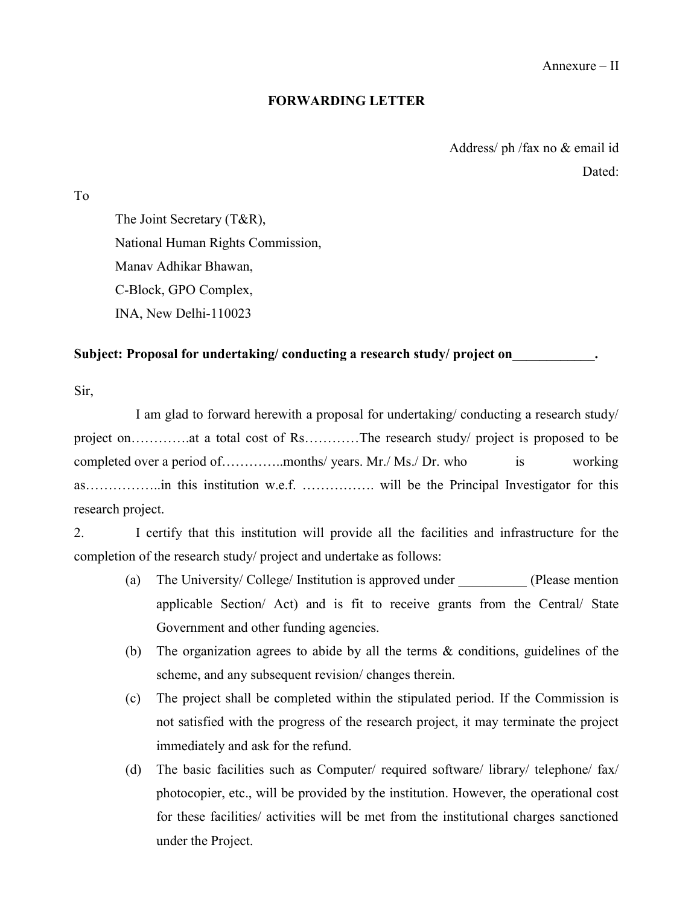Annexure – II

**FORWARDING LETTER**

Address/ ph /fax no & email id

Dated:

To

The Joint Secretary (T&R),
National Human Rights Commission,
Manav Adhikar Bhawan,
C-Block, GPO Complex,
INA, New Delhi-110023

**Subject: Proposal for undertaking/ conducting a research study/ project on____________.**

Sir,

I am glad to forward herewith a proposal for undertaking/ conducting a research study/ project on…………at a total cost of Rs…………The research study/ project is proposed to be completed over a period of…………..months/ years. Mr./ Ms./ Dr. who is working as……………..in this institution w.e.f. ……………. will be the Principal Investigator for this research project.

2. I certify that this institution will provide all the facilities and infrastructure for the completion of the research study/ project and undertake as follows:

(a) The University/ College/ Institution is approved under __________ (Please mention applicable Section/ Act) and is fit to receive grants from the Central/ State Government and other funding agencies.

(b) The organization agrees to abide by all the terms & conditions, guidelines of the scheme, and any subsequent revision/ changes therein.

(c) The project shall be completed within the stipulated period. If the Commission is not satisfied with the progress of the research project, it may terminate the project immediately and ask for the refund.

(d) The basic facilities such as Computer/ required software/ library/ telephone/ fax/ photocopier, etc., will be provided by the institution. However, the operational cost for these facilities/ activities will be met from the institutional charges sanctioned under the Project.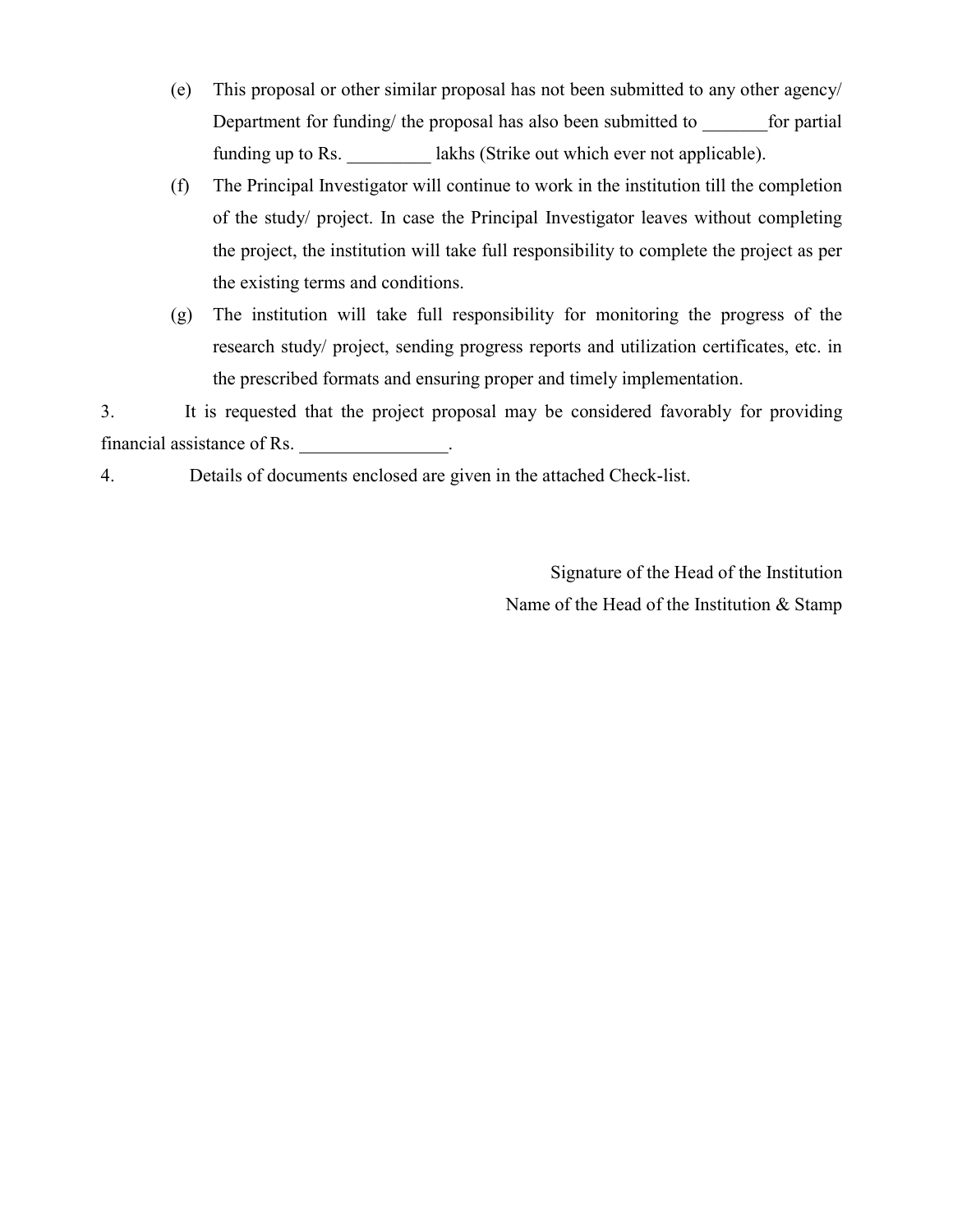(e) This proposal or other similar proposal has not been submitted to any other agency/ Department for funding/ the proposal has also been submitted to _______for partial funding up to Rs. _________ lakhs (Strike out which ever not applicable).

(f) The Principal Investigator will continue to work in the institution till the completion of the study/ project. In case the Principal Investigator leaves without completing the project, the institution will take full responsibility to complete the project as per the existing terms and conditions.

(g) The institution will take full responsibility for monitoring the progress of the research study/ project, sending progress reports and utilization certificates, etc. in the prescribed formats and ensuring proper and timely implementation.

3. It is requested that the project proposal may be considered favorably for providing financial assistance of Rs. ________________.

4. Details of documents enclosed are given in the attached Check-list.

Signature of the Head of the Institution

Name of the Head of the Institution & Stamp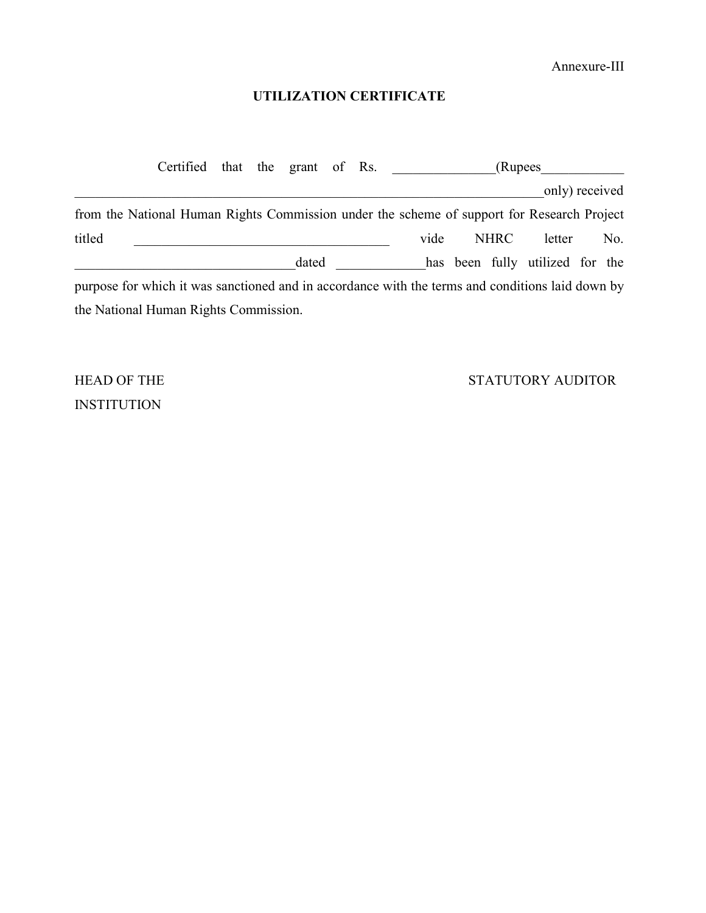Annexure-III

## UTILIZATION CERTIFICATE

Certified that the grant of Rs. _______________(Rupees____________ _________________________________________________________________________only) received from the National Human Rights Commission under the scheme of support for Research Project titled ______________________________________ vide NHRC letter No. ________________________________dated _____________has been fully utilized for the purpose for which it was sanctioned and in accordance with the terms and conditions laid down by the National Human Rights Commission.

HEAD OF THE INSTITUTION

STATUTORY AUDITOR